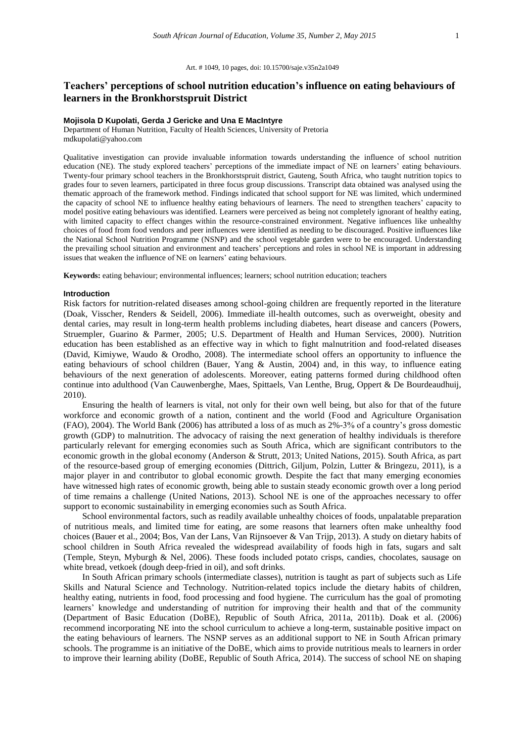Art. # 1049, 10 pages, doi: 10.15700/saje.v35n2a1049

# Teachers' perceptions of school nutrition education's influence on eating behaviours of learners in the Bronkhorstspruit District

**Mojisola D Kupolati, Gerda J Gericke and Una E MacIntyre**

Department of Human Nutrition, Faculty of Health Sciences, University of Pretoria
mdkupolati@yahoo.com

Qualitative investigation can provide invaluable information towards understanding the influence of school nutrition education (NE). The study explored teachers' perceptions of the immediate impact of NE on learners' eating behaviours. Twenty-four primary school teachers in the Bronkhorstspruit district, Gauteng, South Africa, who taught nutrition topics to grades four to seven learners, participated in three focus group discussions. Transcript data obtained was analysed using the thematic approach of the framework method. Findings indicated that school support for NE was limited, which undermined the capacity of school NE to influence healthy eating behaviours of learners. The need to strengthen teachers' capacity to model positive eating behaviours was identified. Learners were perceived as being not completely ignorant of healthy eating, with limited capacity to effect changes within the resource-constrained environment. Negative influences like unhealthy choices of food from food vendors and peer influences were identified as needing to be discouraged. Positive influences like the National School Nutrition Programme (NSNP) and the school vegetable garden were to be encouraged. Understanding the prevailing school situation and environment and teachers' perceptions and roles in school NE is important in addressing issues that weaken the influence of NE on learners' eating behaviours.

**Keywords:** eating behaviour; environmental influences; learners; school nutrition education; teachers

## Introduction

Risk factors for nutrition-related diseases among school-going children are frequently reported in the literature (Doak, Visscher, Renders & Seidell, 2006). Immediate ill-health outcomes, such as overweight, obesity and dental caries, may result in long-term health problems including diabetes, heart disease and cancers (Powers, Struempler, Guarino & Parmer, 2005; U.S. Department of Health and Human Services, 2000). Nutrition education has been established as an effective way in which to fight malnutrition and food-related diseases (David, Kimiywe, Waudo & Orodho, 2008). The intermediate school offers an opportunity to influence the eating behaviours of school children (Bauer, Yang & Austin, 2004) and, in this way, to influence eating behaviours of the next generation of adolescents. Moreover, eating patterns formed during childhood often continue into adulthood (Van Cauwenberghe, Maes, Spittaels, Van Lenthe, Brug, Oppert & De Bourdeaudhuij, 2010).

Ensuring the health of learners is vital, not only for their own well being, but also for that of the future workforce and economic growth of a nation, continent and the world (Food and Agriculture Organisation (FAO), 2004). The World Bank (2006) has attributed a loss of as much as 2%-3% of a country's gross domestic growth (GDP) to malnutrition. The advocacy of raising the next generation of healthy individuals is therefore particularly relevant for emerging economies such as South Africa, which are significant contributors to the economic growth in the global economy (Anderson & Strutt, 2013; United Nations, 2015). South Africa, as part of the resource-based group of emerging economies (Dittrich, Giljum, Polzin, Lutter & Bringezu, 2011), is a major player in and contributor to global economic growth. Despite the fact that many emerging economies have witnessed high rates of economic growth, being able to sustain steady economic growth over a long period of time remains a challenge (United Nations, 2013). School NE is one of the approaches necessary to offer support to economic sustainability in emerging economies such as South Africa.

School environmental factors, such as readily available unhealthy choices of foods, unpalatable preparation of nutritious meals, and limited time for eating, are some reasons that learners often make unhealthy food choices (Bauer et al., 2004; Bos, Van der Lans, Van Rijnsoever & Van Trijp, 2013). A study on dietary habits of school children in South Africa revealed the widespread availability of foods high in fats, sugars and salt (Temple, Steyn, Myburgh & Nel, 2006). These foods included potato crisps, candies, chocolates, sausage on white bread, vetkoek (dough deep-fried in oil), and soft drinks.

In South African primary schools (intermediate classes), nutrition is taught as part of subjects such as Life Skills and Natural Science and Technology. Nutrition-related topics include the dietary habits of children, healthy eating, nutrients in food, food processing and food hygiene. The curriculum has the goal of promoting learners' knowledge and understanding of nutrition for improving their health and that of the community (Department of Basic Education (DoBE), Republic of South Africa, 2011a, 2011b). Doak et al. (2006) recommend incorporating NE into the school curriculum to achieve a long-term, sustainable positive impact on the eating behaviours of learners. The NSNP serves as an additional support to NE in South African primary schools. The programme is an initiative of the DoBE, which aims to provide nutritious meals to learners in order to improve their learning ability (DoBE, Republic of South Africa, 2014). The success of school NE on shaping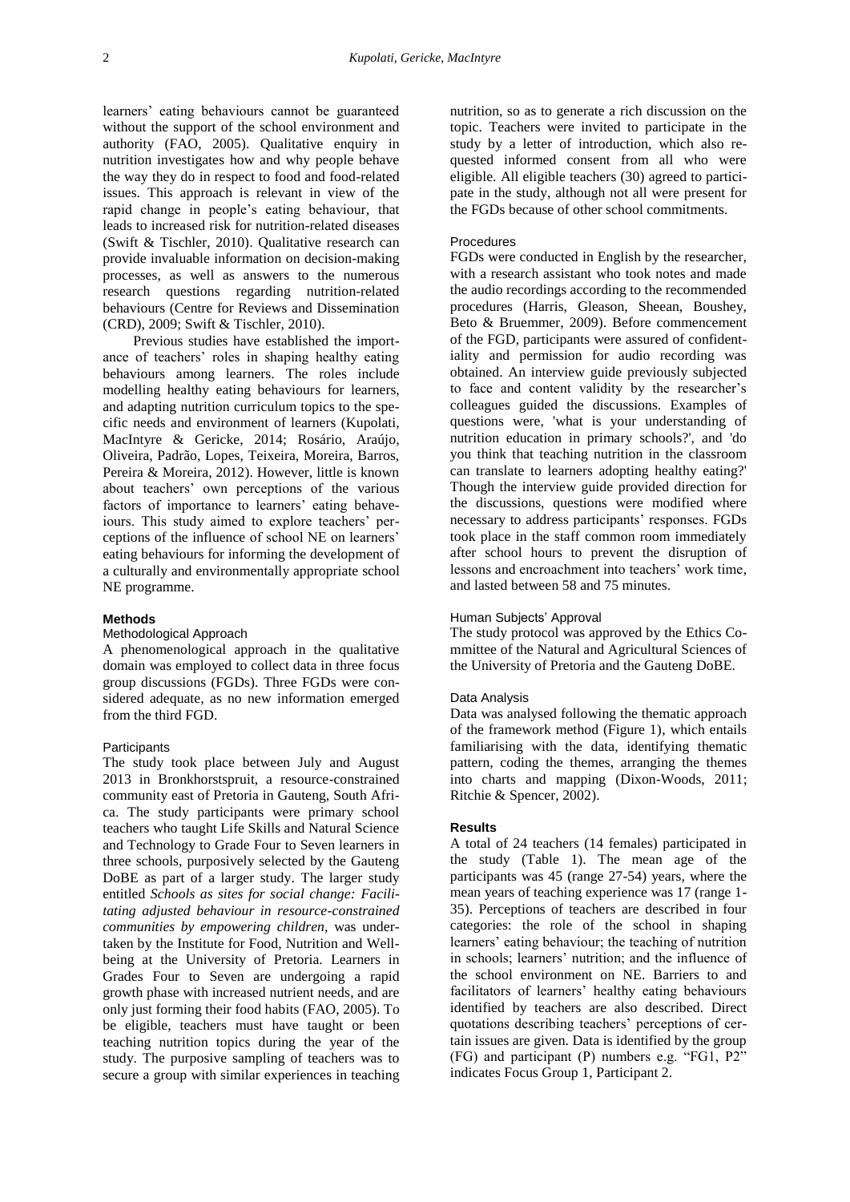learners' eating behaviours cannot be guaranteed without the support of the school environment and authority (FAO, 2005). Qualitative enquiry in nutrition investigates how and why people behave the way they do in respect to food and food-related issues. This approach is relevant in view of the rapid change in people's eating behaviour, that leads to increased risk for nutrition-related diseases (Swift & Tischler, 2010). Qualitative research can provide invaluable information on decision-making processes, as well as answers to the numerous research questions regarding nutrition-related behaviours (Centre for Reviews and Dissemination (CRD), 2009; Swift & Tischler, 2010).

Previous studies have established the importance of teachers' roles in shaping healthy eating behaviours among learners. The roles include modelling healthy eating behaviours for learners, and adapting nutrition curriculum topics to the specific needs and environment of learners (Kupolati, MacIntyre & Gericke, 2014; Rosário, Araújo, Oliveira, Padrão, Lopes, Teixeira, Moreira, Barros, Pereira & Moreira, 2012). However, little is known about teachers' own perceptions of the various factors of importance to learners' eating behaveiours. This study aimed to explore teachers' perceptions of the influence of school NE on learners' eating behaviours for informing the development of a culturally and environmentally appropriate school NE programme.

## Methods

### Methodological Approach

A phenomenological approach in the qualitative domain was employed to collect data in three focus group discussions (FGDs). Three FGDs were considered adequate, as no new information emerged from the third FGD.

### Participants

The study took place between July and August 2013 in Bronkhorstspruit, a resource-constrained community east of Pretoria in Gauteng, South Africa. The study participants were primary school teachers who taught Life Skills and Natural Science and Technology to Grade Four to Seven learners in three schools, purposively selected by the Gauteng DoBE as part of a larger study. The larger study entitled *Schools as sites for social change: Facilitating adjusted behaviour in resource-constrained communities by empowering children*, was undertaken by the Institute for Food, Nutrition and Well-being at the University of Pretoria. Learners in Grades Four to Seven are undergoing a rapid growth phase with increased nutrient needs, and are only just forming their food habits (FAO, 2005). To be eligible, teachers must have taught or been teaching nutrition topics during the year of the study. The purposive sampling of teachers was to secure a group with similar experiences in teaching nutrition, so as to generate a rich discussion on the topic. Teachers were invited to participate in the study by a letter of introduction, which also requested informed consent from all who were eligible. All eligible teachers (30) agreed to participate in the study, although not all were present for the FGDs because of other school commitments.

### Procedures

FGDs were conducted in English by the researcher, with a research assistant who took notes and made the audio recordings according to the recommended procedures (Harris, Gleason, Sheean, Boushey, Beto & Bruemmer, 2009). Before commencement of the FGD, participants were assured of confidentiality and permission for audio recording was obtained. An interview guide previously subjected to face and content validity by the researcher's colleagues guided the discussions. Examples of questions were, 'what is your understanding of nutrition education in primary schools?', and 'do you think that teaching nutrition in the classroom can translate to learners adopting healthy eating?' Though the interview guide provided direction for the discussions, questions were modified where necessary to address participants' responses. FGDs took place in the staff common room immediately after school hours to prevent the disruption of lessons and encroachment into teachers' work time, and lasted between 58 and 75 minutes.

### Human Subjects' Approval

The study protocol was approved by the Ethics Committee of the Natural and Agricultural Sciences of the University of Pretoria and the Gauteng DoBE.

### Data Analysis

Data was analysed following the thematic approach of the framework method (Figure 1), which entails familiarising with the data, identifying thematic pattern, coding the themes, arranging the themes into charts and mapping (Dixon-Woods, 2011; Ritchie & Spencer, 2002).

## Results

A total of 24 teachers (14 females) participated in the study (Table 1). The mean age of the participants was 45 (range 27-54) years, where the mean years of teaching experience was 17 (range 1-35). Perceptions of teachers are described in four categories: the role of the school in shaping learners' eating behaviour; the teaching of nutrition in schools; learners' nutrition; and the influence of the school environment on NE. Barriers to and facilitators of learners' healthy eating behaviours identified by teachers are also described. Direct quotations describing teachers' perceptions of certain issues are given. Data is identified by the group (FG) and participant (P) numbers e.g. "FG1, P2" indicates Focus Group 1, Participant 2.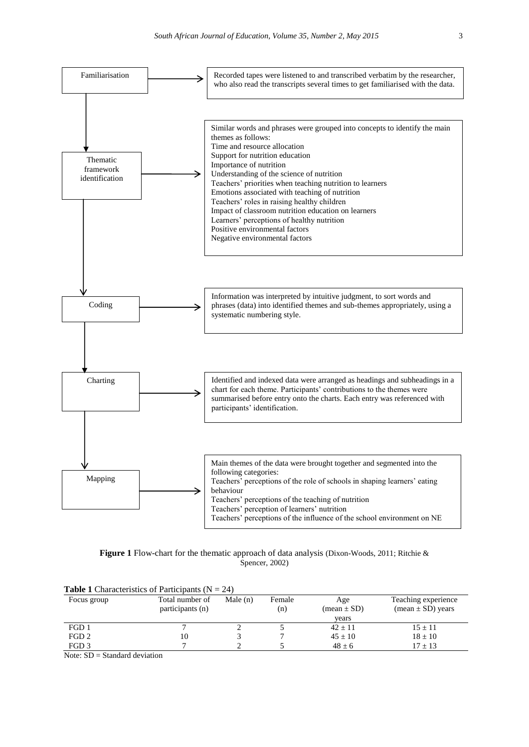Familiarisation → Recorded tapes were listened to and transcribed verbatim by the researcher, who also read the transcripts several times to get familiarised with the data.

Thematic framework identification → Similar words and phrases were grouped into concepts to identify the main themes as follows:
Time and resource allocation
Support for nutrition education
Importance of nutrition
Understanding of the science of nutrition
Teachers' priorities when teaching nutrition to learners
Emotions associated with teaching of nutrition
Teachers' roles in raising healthy children
Impact of classroom nutrition education on learners
Learners' perceptions of healthy nutrition
Positive environmental factors
Negative environmental factors

Coding → Information was interpreted by intuitive judgment, to sort words and phrases (data) into identified themes and sub-themes appropriately, using a systematic numbering style.

Charting → Identified and indexed data were arranged as headings and subheadings in a chart for each theme. Participants' contributions to the themes were summarised before entry onto the charts. Each entry was referenced with participants' identification.

Mapping → Main themes of the data were brought together and segmented into the following categories:
Teachers' perceptions of the role of schools in shaping learners' eating behaviour
Teachers' perceptions of the teaching of nutrition
Teachers' perception of learners' nutrition
Teachers' perceptions of the influence of the school environment on NE

**Figure 1** Flow-chart for the thematic approach of data analysis (Dixon-Woods, 2011; Ritchie & Spencer, 2002)

**Table 1** Characteristics of Participants (N = 24)

| Focus group | Total number of participants (n) | Male (n) | Female (n) | Age (mean ± SD) years | Teaching experience (mean ± SD) years |
|---|---|---|---|---|---|
| FGD 1 | 7 | 2 | 5 | 42 ± 11 | 15 ± 11 |
| FGD 2 | 10 | 3 | 7 | 45 ± 10 | 18 ± 10 |
| FGD 3 | 7 | 2 | 5 | 48 ± 6 | 17 ± 13 |

Note: SD = Standard deviation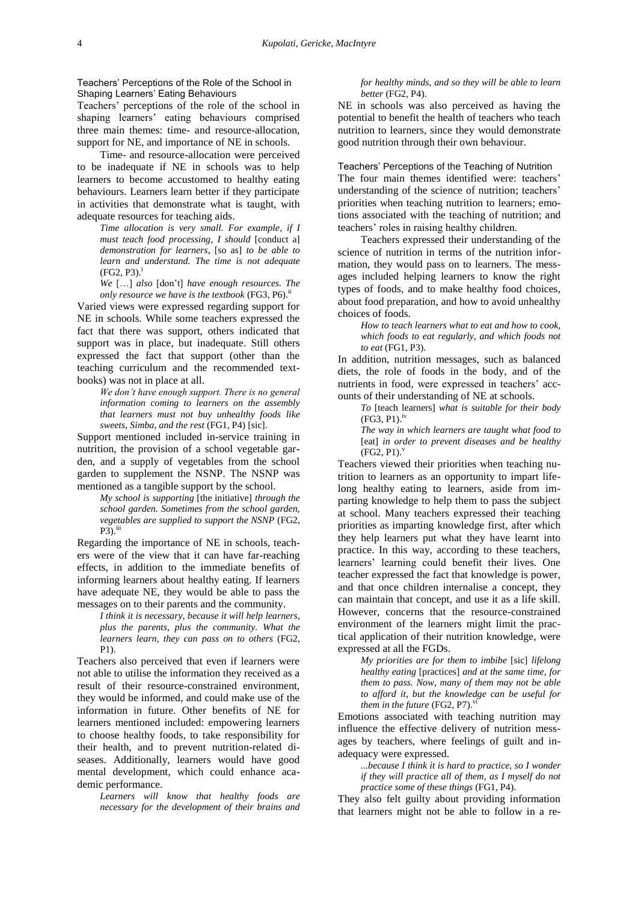### Teachers' Perceptions of the Role of the School in Shaping Learners' Eating Behaviours

Teachers' perceptions of the role of the school in shaping learners' eating behaviours comprised three main themes: time- and resource-allocation, support for NE, and importance of NE in schools.

Time- and resource-allocation were perceived to be inadequate if NE in schools was to help learners to become accustomed to healthy eating behaviours. Learners learn better if they participate in activities that demonstrate what is taught, with adequate resources for teaching aids.

> *Time allocation is very small. For example, if I must teach food processing, I should* [conduct a] *demonstration for learners,* [so as] *to be able to learn and understand. The time is not adequate* (FG2, P3).[i]

> *We* […] *also* [don't] *have enough resources. The only resource we have is the textbook* (FG3, P6).[ii]

Varied views were expressed regarding support for NE in schools. While some teachers expressed the fact that there was support, others indicated that support was in place, but inadequate. Still others expressed the fact that support (other than the teaching curriculum and the recommended textbooks) was not in place at all.

> *We don't have enough support. There is no general information coming to learners on the assembly that learners must not buy unhealthy foods like sweets, Simba, and the rest* (FG1, P4) [sic].

Support mentioned included in-service training in nutrition, the provision of a school vegetable garden, and a supply of vegetables from the school garden to supplement the NSNP. The NSNP was mentioned as a tangible support by the school.

> *My school is supporting* [the initiative] *through the school garden. Sometimes from the school garden, vegetables are supplied to support the NSNP* (FG2, P3).[iii]

Regarding the importance of NE in schools, teachers were of the view that it can have far-reaching effects, in addition to the immediate benefits of informing learners about healthy eating. If learners have adequate NE, they would be able to pass the messages on to their parents and the community.

> *I think it is necessary, because it will help learners, plus the parents, plus the community. What the learners learn, they can pass on to others* (FG2, P1).

Teachers also perceived that even if learners were not able to utilise the information they received as a result of their resource-constrained environment, they would be informed, and could make use of the information in future. Other benefits of NE for learners mentioned included: empowering learners to choose healthy foods, to take responsibility for their health, and to prevent nutrition-related diseases. Additionally, learners would have good mental development, which could enhance academic performance.

> *Learners will know that healthy foods are necessary for the development of their brains and for healthy minds, and so they will be able to learn better* (FG2, P4).

NE in schools was also perceived as having the potential to benefit the health of teachers who teach nutrition to learners, since they would demonstrate good nutrition through their own behaviour.

### Teachers' Perceptions of the Teaching of Nutrition

The four main themes identified were: teachers' understanding of the science of nutrition; teachers' priorities when teaching nutrition to learners; emotions associated with the teaching of nutrition; and teachers' roles in raising healthy children.

Teachers expressed their understanding of the science of nutrition in terms of the nutrition information, they would pass on to learners. The messages included helping learners to know the right types of foods, and to make healthy food choices, about food preparation, and how to avoid unhealthy choices of foods.

> *How to teach learners what to eat and how to cook, which foods to eat regularly, and which foods not to eat* (FG1, P3).

In addition, nutrition messages, such as balanced diets, the role of foods in the body, and of the nutrients in food, were expressed in teachers' accounts of their understanding of NE at schools.

> *To* [teach learners] *what is suitable for their body* (FG3, P1).[iv]

> *The way in which learners are taught what food to* [eat] *in order to prevent diseases and be healthy* (FG2, P1).[v]

Teachers viewed their priorities when teaching nutrition to learners as an opportunity to impart lifelong healthy eating to learners, aside from imparting knowledge to help them to pass the subject at school. Many teachers expressed their teaching priorities as imparting knowledge first, after which they help learners put what they have learnt into practice. In this way, according to these teachers, learners' learning could benefit their lives. One teacher expressed the fact that knowledge is power, and that once children internalise a concept, they can maintain that concept, and use it as a life skill. However, concerns that the resource-constrained environment of the learners might limit the practical application of their nutrition knowledge, were expressed at all the FGDs.

> *My priorities are for them to imbibe* [sic] *lifelong healthy eating* [practices] *and at the same time, for them to pass. Now, many of them may not be able to afford it, but the knowledge can be useful for them in the future* (FG2, P7).[vi]

Emotions associated with teaching nutrition may influence the effective delivery of nutrition messages by teachers, where feelings of guilt and inadequacy were expressed.

> *...because I think it is hard to practice, so I wonder if they will practice all of them, as I myself do not practice some of these things* (FG1, P4).

They also felt guilty about providing information that learners might not be able to follow in a re-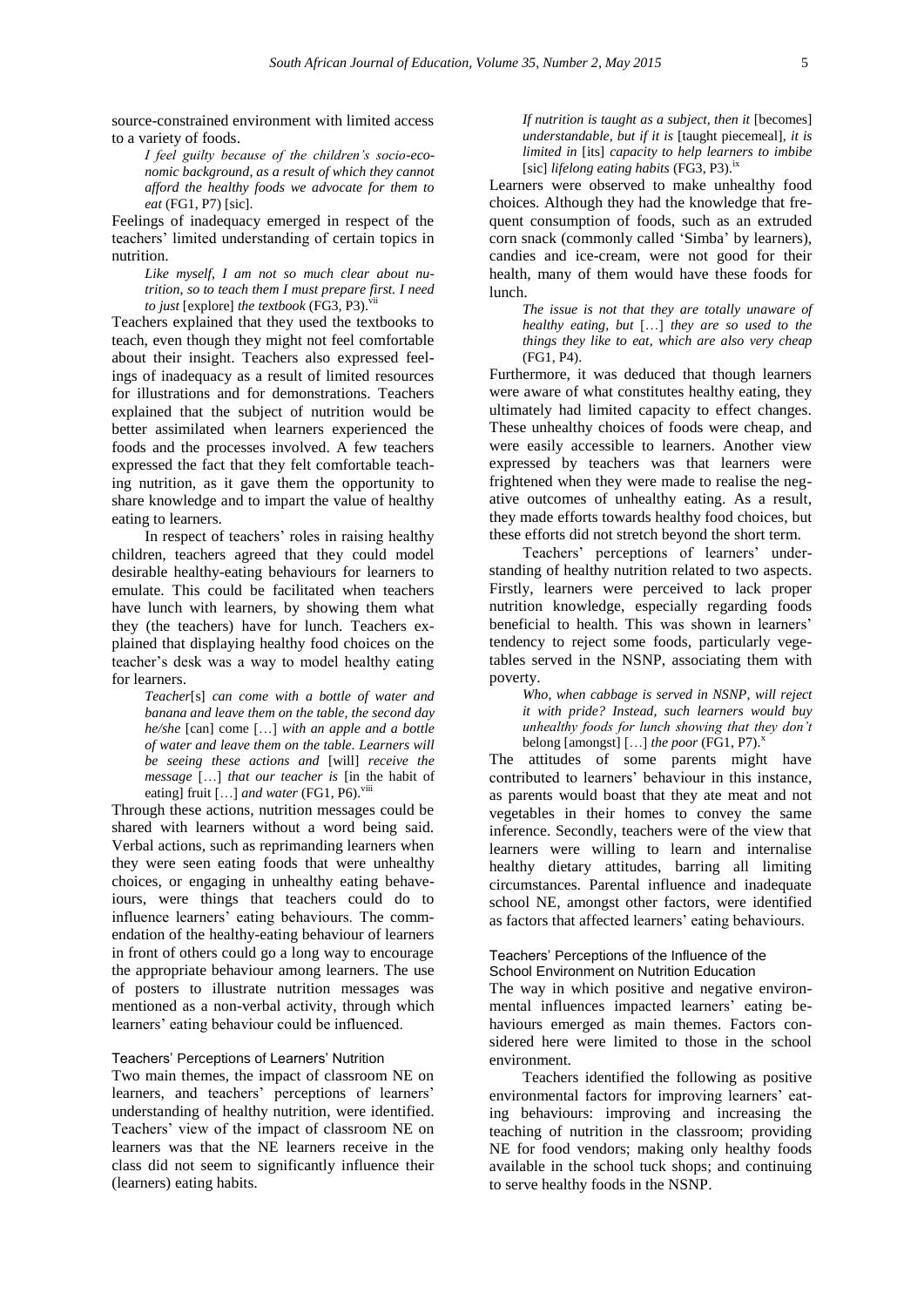source-constrained environment with limited access to a variety of foods.

> *I feel guilty because of the children's socio-economic background, as a result of which they cannot afford the healthy foods we advocate for them to eat* (FG1, P7) [sic].

Feelings of inadequacy emerged in respect of the teachers' limited understanding of certain topics in nutrition.

> *Like myself, I am not so much clear about nutrition, so to teach them I must prepare first. I need to just* [explore] *the textbook* (FG3, P3).[vii]

Teachers explained that they used the textbooks to teach, even though they might not feel comfortable about their insight. Teachers also expressed feelings of inadequacy as a result of limited resources for illustrations and for demonstrations. Teachers explained that the subject of nutrition would be better assimilated when learners experienced the foods and the processes involved. A few teachers expressed the fact that they felt comfortable teaching nutrition, as it gave them the opportunity to share knowledge and to impart the value of healthy eating to learners.

In respect of teachers' roles in raising healthy children, teachers agreed that they could model desirable healthy-eating behaviours for learners to emulate. This could be facilitated when teachers have lunch with learners, by showing them what they (the teachers) have for lunch. Teachers explained that displaying healthy food choices on the teacher's desk was a way to model healthy eating for learners.

> *Teacher*[s] *can come with a bottle of water and banana and leave them on the table, the second day he/she* [can] come […] *with an apple and a bottle of water and leave them on the table. Learners will be seeing these actions and* [will] *receive the message* […] *that our teacher is* [in the habit of eating] fruit […] *and water* (FG1, P6).[viii]

Through these actions, nutrition messages could be shared with learners without a word being said. Verbal actions, such as reprimanding learners when they were seen eating foods that were unhealthy choices, or engaging in unhealthy eating behaviours, were things that teachers could do to influence learners' eating behaviours. The commendation of the healthy-eating behaviour of learners in front of others could go a long way to encourage the appropriate behaviour among learners. The use of posters to illustrate nutrition messages was mentioned as a non-verbal activity, through which learners' eating behaviour could be influenced.

#### Teachers' Perceptions of Learners' Nutrition

Two main themes, the impact of classroom NE on learners, and teachers' perceptions of learners' understanding of healthy nutrition, were identified. Teachers' view of the impact of classroom NE on learners was that the NE learners receive in the class did not seem to significantly influence their (learners) eating habits.

> *If nutrition is taught as a subject, then it* [becomes] *understandable, but if it is* [taught piecemeal]*, it is limited in* [its] *capacity to help learners to imbibe* [sic] *lifelong eating habits* (FG3, P3).[ix]

Learners were observed to make unhealthy food choices. Although they had the knowledge that frequent consumption of foods, such as an extruded corn snack (commonly called 'Simba' by learners), candies and ice-cream, were not good for their health, many of them would have these foods for lunch.

> *The issue is not that they are totally unaware of healthy eating, but* […] *they are so used to the things they like to eat, which are also very cheap* (FG1, P4).

Furthermore, it was deduced that though learners were aware of what constitutes healthy eating, they ultimately had limited capacity to effect changes. These unhealthy choices of foods were cheap, and were easily accessible to learners. Another view expressed by teachers was that learners were frightened when they were made to realise the negative outcomes of unhealthy eating. As a result, they made efforts towards healthy food choices, but these efforts did not stretch beyond the short term.

Teachers' perceptions of learners' understanding of healthy nutrition related to two aspects. Firstly, learners were perceived to lack proper nutrition knowledge, especially regarding foods beneficial to health. This was shown in learners' tendency to reject some foods, particularly vegetables served in the NSNP, associating them with poverty.

> *Who, when cabbage is served in NSNP, will reject it with pride? Instead, such learners would buy unhealthy foods for lunch showing that they don't* belong [amongst] […] *the poor* (FG1, P7).[x]

The attitudes of some parents might have contributed to learners' behaviour in this instance, as parents would boast that they ate meat and not vegetables in their homes to convey the same inference. Secondly, teachers were of the view that learners were willing to learn and internalise healthy dietary attitudes, barring all limiting circumstances. Parental influence and inadequate school NE, amongst other factors, were identified as factors that affected learners' eating behaviours.

#### Teachers' Perceptions of the Influence of the School Environment on Nutrition Education

The way in which positive and negative environmental influences impacted learners' eating behaviours emerged as main themes. Factors considered here were limited to those in the school environment.

Teachers identified the following as positive environmental factors for improving learners' eating behaviours: improving and increasing the teaching of nutrition in the classroom; providing NE for food vendors; making only healthy foods available in the school tuck shops; and continuing to serve healthy foods in the NSNP.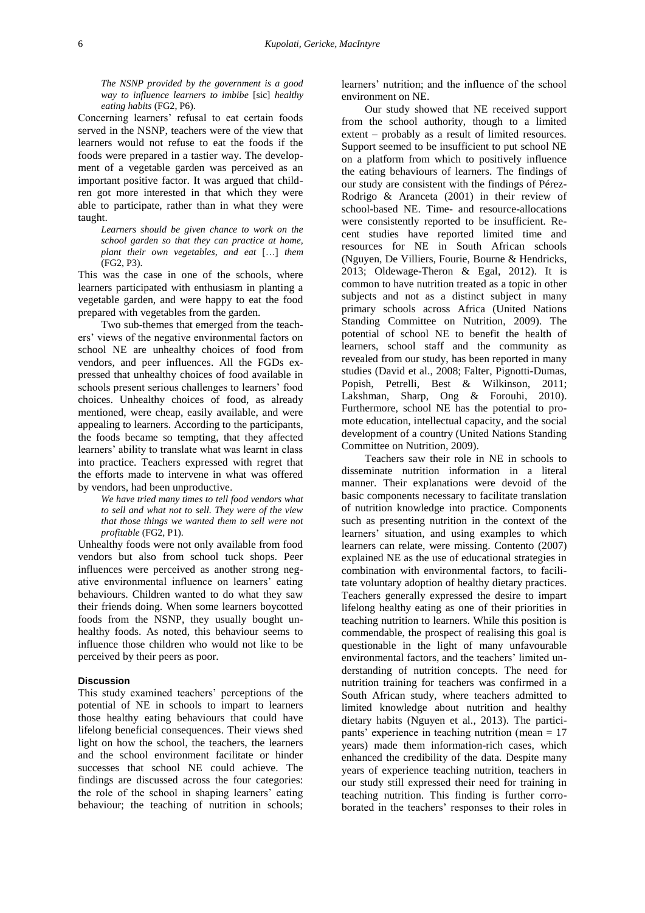*The NSNP provided by the government is a good way to influence learners to imbibe* [sic] *healthy eating habits* (FG2, P6).

Concerning learners' refusal to eat certain foods served in the NSNP, teachers were of the view that learners would not refuse to eat the foods if the foods were prepared in a tastier way. The development of a vegetable garden was perceived as an important positive factor. It was argued that children got more interested in that which they were able to participate, rather than in what they were taught.

*Learners should be given chance to work on the school garden so that they can practice at home, plant their own vegetables, and eat* […] *them* (FG2, P3).

This was the case in one of the schools, where learners participated with enthusiasm in planting a vegetable garden, and were happy to eat the food prepared with vegetables from the garden.

Two sub-themes that emerged from the teachers' views of the negative environmental factors on school NE are unhealthy choices of food from vendors, and peer influences. All the FGDs expressed that unhealthy choices of food available in schools present serious challenges to learners' food choices. Unhealthy choices of food, as already mentioned, were cheap, easily available, and were appealing to learners. According to the participants, the foods became so tempting, that they affected learners' ability to translate what was learnt in class into practice. Teachers expressed with regret that the efforts made to intervene in what was offered by vendors, had been unproductive.

*We have tried many times to tell food vendors what to sell and what not to sell. They were of the view that those things we wanted them to sell were not profitable* (FG2, P1).

Unhealthy foods were not only available from food vendors but also from school tuck shops. Peer influences were perceived as another strong negative environmental influence on learners' eating behaviours. Children wanted to do what they saw their friends doing. When some learners boycotted foods from the NSNP, they usually bought unhealthy foods. As noted, this behaviour seems to influence those children who would not like to be perceived by their peers as poor.

## Discussion

This study examined teachers' perceptions of the potential of NE in schools to impart to learners those healthy eating behaviours that could have lifelong beneficial consequences. Their views shed light on how the school, the teachers, the learners and the school environment facilitate or hinder successes that school NE could achieve. The findings are discussed across the four categories: the role of the school in shaping learners' eating behaviour; the teaching of nutrition in schools; learners' nutrition; and the influence of the school environment on NE.

Our study showed that NE received support from the school authority, though to a limited extent – probably as a result of limited resources. Support seemed to be insufficient to put school NE on a platform from which to positively influence the eating behaviours of learners. The findings of our study are consistent with the findings of Pérez-Rodrigo & Aranceta (2001) in their review of school-based NE. Time- and resource-allocations were consistently reported to be insufficient. Recent studies have reported limited time and resources for NE in South African schools (Nguyen, De Villiers, Fourie, Bourne & Hendricks, 2013; Oldewage-Theron & Egal, 2012). It is common to have nutrition treated as a topic in other subjects and not as a distinct subject in many primary schools across Africa (United Nations Standing Committee on Nutrition, 2009). The potential of school NE to benefit the health of learners, school staff and the community as revealed from our study, has been reported in many studies (David et al., 2008; Falter, Pignotti-Dumas, Popish, Petrelli, Best & Wilkinson, 2011; Lakshman, Sharp, Ong & Forouhi, 2010). Furthermore, school NE has the potential to promote education, intellectual capacity, and the social development of a country (United Nations Standing Committee on Nutrition, 2009).

Teachers saw their role in NE in schools to disseminate nutrition information in a literal manner. Their explanations were devoid of the basic components necessary to facilitate translation of nutrition knowledge into practice. Components such as presenting nutrition in the context of the learners' situation, and using examples to which learners can relate, were missing. Contento (2007) explained NE as the use of educational strategies in combination with environmental factors, to facilitate voluntary adoption of healthy dietary practices. Teachers generally expressed the desire to impart lifelong healthy eating as one of their priorities in teaching nutrition to learners. While this position is commendable, the prospect of realising this goal is questionable in the light of many unfavourable environmental factors, and the teachers' limited understanding of nutrition concepts. The need for nutrition training for teachers was confirmed in a South African study, where teachers admitted to limited knowledge about nutrition and healthy dietary habits (Nguyen et al., 2013). The participants' experience in teaching nutrition (mean = 17 years) made them information-rich cases, which enhanced the credibility of the data. Despite many years of experience teaching nutrition, teachers in our study still expressed their need for training in teaching nutrition. This finding is further corroborated in the teachers' responses to their roles in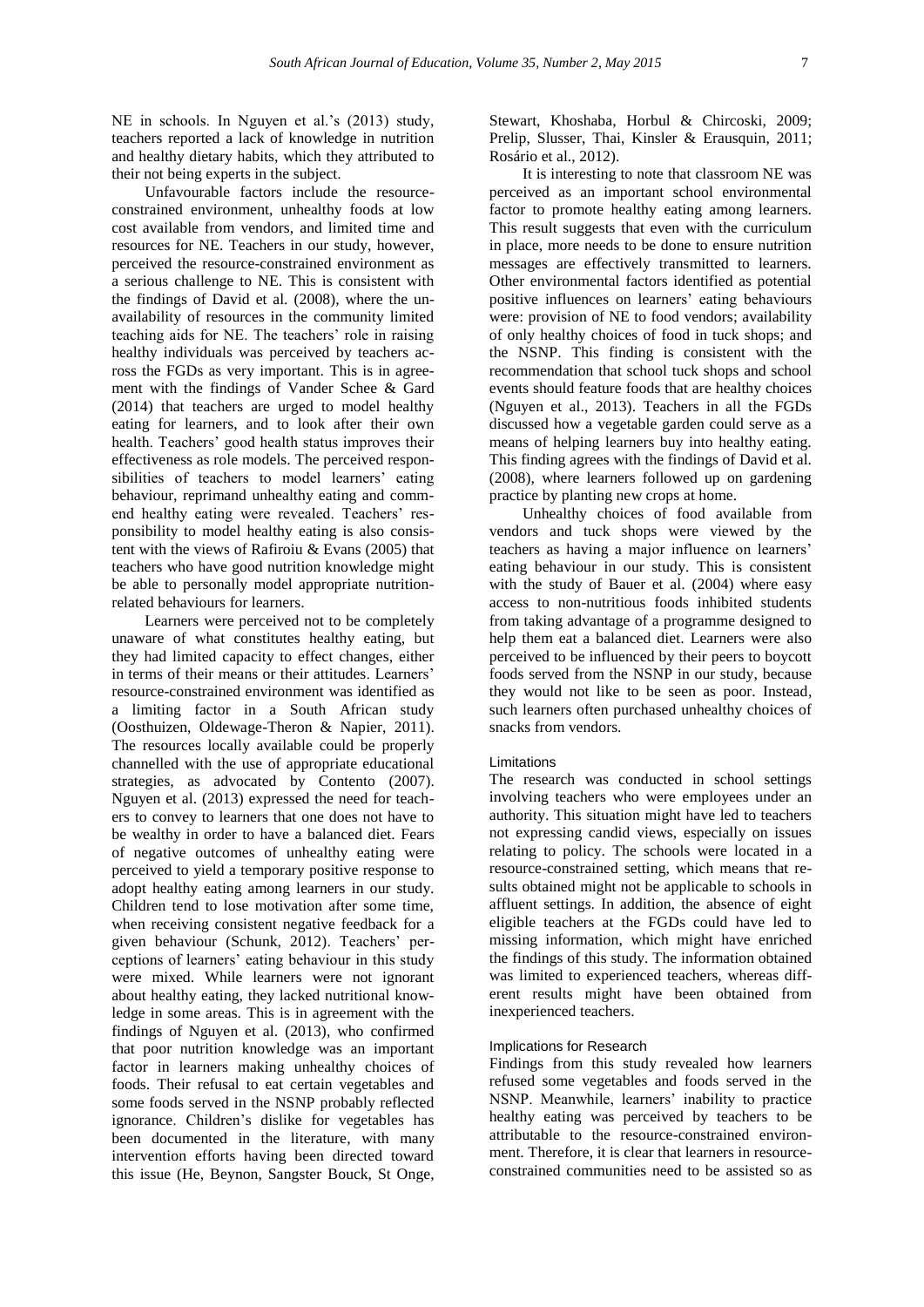NE in schools. In Nguyen et al.'s (2013) study, teachers reported a lack of knowledge in nutrition and healthy dietary habits, which they attributed to their not being experts in the subject.

Unfavourable factors include the resource-constrained environment, unhealthy foods at low cost available from vendors, and limited time and resources for NE. Teachers in our study, however, perceived the resource-constrained environment as a serious challenge to NE. This is consistent with the findings of David et al. (2008), where the unavailability of resources in the community limited teaching aids for NE. The teachers' role in raising healthy individuals was perceived by teachers across the FGDs as very important. This is in agreement with the findings of Vander Schee & Gard (2014) that teachers are urged to model healthy eating for learners, and to look after their own health. Teachers' good health status improves their effectiveness as role models. The perceived responsibilities of teachers to model learners' eating behaviour, reprimand unhealthy eating and commend healthy eating were revealed. Teachers' responsibility to model healthy eating is also consistent with the views of Rafiroiu & Evans (2005) that teachers who have good nutrition knowledge might be able to personally model appropriate nutrition-related behaviours for learners.

Learners were perceived not to be completely unaware of what constitutes healthy eating, but they had limited capacity to effect changes, either in terms of their means or their attitudes. Learners' resource-constrained environment was identified as a limiting factor in a South African study (Oosthuizen, Oldewage-Theron & Napier, 2011). The resources locally available could be properly channelled with the use of appropriate educational strategies, as advocated by Contento (2007). Nguyen et al. (2013) expressed the need for teachers to convey to learners that one does not have to be wealthy in order to have a balanced diet. Fears of negative outcomes of unhealthy eating were perceived to yield a temporary positive response to adopt healthy eating among learners in our study. Children tend to lose motivation after some time, when receiving consistent negative feedback for a given behaviour (Schunk, 2012). Teachers' perceptions of learners' eating behaviour in this study were mixed. While learners were not ignorant about healthy eating, they lacked nutritional knowledge in some areas. This is in agreement with the findings of Nguyen et al. (2013), who confirmed that poor nutrition knowledge was an important factor in learners making unhealthy choices of foods. Their refusal to eat certain vegetables and some foods served in the NSNP probably reflected ignorance. Children's dislike for vegetables has been documented in the literature, with many intervention efforts having been directed toward this issue (He, Beynon, Sangster Bouck, St Onge, Stewart, Khoshaba, Horbul & Chircoski, 2009; Prelip, Slusser, Thai, Kinsler & Erausquin, 2011; Rosário et al., 2012).

It is interesting to note that classroom NE was perceived as an important school environmental factor to promote healthy eating among learners. This result suggests that even with the curriculum in place, more needs to be done to ensure nutrition messages are effectively transmitted to learners. Other environmental factors identified as potential positive influences on learners' eating behaviours were: provision of NE to food vendors; availability of only healthy choices of food in tuck shops; and the NSNP. This finding is consistent with the recommendation that school tuck shops and school events should feature foods that are healthy choices (Nguyen et al., 2013). Teachers in all the FGDs discussed how a vegetable garden could serve as a means of helping learners buy into healthy eating. This finding agrees with the findings of David et al. (2008), where learners followed up on gardening practice by planting new crops at home.

Unhealthy choices of food available from vendors and tuck shops were viewed by the teachers as having a major influence on learners' eating behaviour in our study. This is consistent with the study of Bauer et al. (2004) where easy access to non-nutritious foods inhibited students from taking advantage of a programme designed to help them eat a balanced diet. Learners were also perceived to be influenced by their peers to boycott foods served from the NSNP in our study, because they would not like to be seen as poor. Instead, such learners often purchased unhealthy choices of snacks from vendors.

### Limitations

The research was conducted in school settings involving teachers who were employees under an authority. This situation might have led to teachers not expressing candid views, especially on issues relating to policy. The schools were located in a resource-constrained setting, which means that results obtained might not be applicable to schools in affluent settings. In addition, the absence of eight eligible teachers at the FGDs could have led to missing information, which might have enriched the findings of this study. The information obtained was limited to experienced teachers, whereas different results might have been obtained from inexperienced teachers.

### Implications for Research

Findings from this study revealed how learners refused some vegetables and foods served in the NSNP. Meanwhile, learners' inability to practice healthy eating was perceived by teachers to be attributable to the resource-constrained environment. Therefore, it is clear that learners in resource-constrained communities need to be assisted so as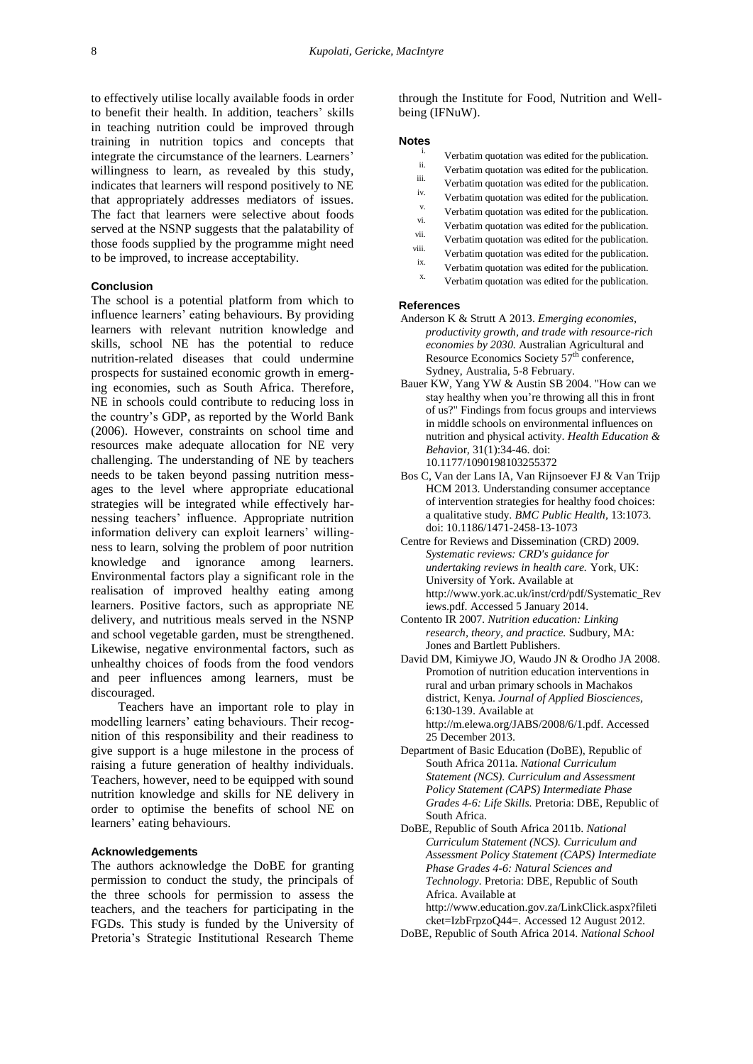to effectively utilise locally available foods in order to benefit their health. In addition, teachers' skills in teaching nutrition could be improved through training in nutrition topics and concepts that integrate the circumstance of the learners. Learners' willingness to learn, as revealed by this study, indicates that learners will respond positively to NE that appropriately addresses mediators of issues. The fact that learners were selective about foods served at the NSNP suggests that the palatability of those foods supplied by the programme might need to be improved, to increase acceptability.

#### Conclusion

The school is a potential platform from which to influence learners' eating behaviours. By providing learners with relevant nutrition knowledge and skills, school NE has the potential to reduce nutrition-related diseases that could undermine prospects for sustained economic growth in emerging economies, such as South Africa. Therefore, NE in schools could contribute to reducing loss in the country's GDP, as reported by the World Bank (2006). However, constraints on school time and resources make adequate allocation for NE very challenging. The understanding of NE by teachers needs to be taken beyond passing nutrition messages to the level where appropriate educational strategies will be integrated while effectively harnessing teachers' influence. Appropriate nutrition information delivery can exploit learners' willingness to learn, solving the problem of poor nutrition knowledge and ignorance among learners. Environmental factors play a significant role in the realisation of improved healthy eating among learners. Positive factors, such as appropriate NE delivery, and nutritious meals served in the NSNP and school vegetable garden, must be strengthened. Likewise, negative environmental factors, such as unhealthy choices of foods from the food vendors and peer influences among learners, must be discouraged.

Teachers have an important role to play in modelling learners' eating behaviours. Their recognition of this responsibility and their readiness to give support is a huge milestone in the process of raising a future generation of healthy individuals. Teachers, however, need to be equipped with sound nutrition knowledge and skills for NE delivery in order to optimise the benefits of school NE on learners' eating behaviours.

#### Acknowledgements

The authors acknowledge the DoBE for granting permission to conduct the study, the principals of the three schools for permission to assess the teachers, and the teachers for participating in the FGDs. This study is funded by the University of Pretoria's Strategic Institutional Research Theme through the Institute for Food, Nutrition and Well-being (IFNuW).

#### Notes

i. Verbatim quotation was edited for the publication.
ii. Verbatim quotation was edited for the publication.
iii. Verbatim quotation was edited for the publication.
iv. Verbatim quotation was edited for the publication.
v. Verbatim quotation was edited for the publication.
vi. Verbatim quotation was edited for the publication.
vii. Verbatim quotation was edited for the publication.
viii. Verbatim quotation was edited for the publication.
ix. Verbatim quotation was edited for the publication.
x. Verbatim quotation was edited for the publication.

#### References

Anderson K & Strutt A 2013. *Emerging economies, productivity growth, and trade with resource-rich economies by 2030.* Australian Agricultural and Resource Economics Society 57th conference, Sydney, Australia, 5-8 February.

Bauer KW, Yang YW & Austin SB 2004. "How can we stay healthy when you're throwing all this in front of us?" Findings from focus groups and interviews in middle schools on environmental influences on nutrition and physical activity. *Health Education & Behavior,* 31(1):34-46. doi: 10.1177/1090198103255372

Bos C, Van der Lans IA, Van Rijnsoever FJ & Van Trijp HCM 2013. Understanding consumer acceptance of intervention strategies for healthy food choices: a qualitative study. *BMC Public Health,* 13:1073. doi: 10.1186/1471-2458-13-1073

Centre for Reviews and Dissemination (CRD) 2009. *Systematic reviews: CRD's guidance for undertaking reviews in health care.* York, UK: University of York. Available at http://www.york.ac.uk/inst/crd/pdf/Systematic_Reviews.pdf. Accessed 5 January 2014.

Contento IR 2007. *Nutrition education: Linking research, theory, and practice.* Sudbury, MA: Jones and Bartlett Publishers.

David DM, Kimiywe JO, Waudo JN & Orodho JA 2008. Promotion of nutrition education interventions in rural and urban primary schools in Machakos district, Kenya. *Journal of Applied Biosciences,* 6:130-139. Available at http://m.elewa.org/JABS/2008/6/1.pdf. Accessed 25 December 2013.

Department of Basic Education (DoBE), Republic of South Africa 2011a. *National Curriculum Statement (NCS). Curriculum and Assessment Policy Statement (CAPS) Intermediate Phase Grades 4-6: Life Skills.* Pretoria: DBE, Republic of South Africa.

DoBE, Republic of South Africa 2011b. *National Curriculum Statement (NCS). Curriculum and Assessment Policy Statement (CAPS) Intermediate Phase Grades 4-6: Natural Sciences and Technology.* Pretoria: DBE, Republic of South Africa. Available at http://www.education.gov.za/LinkClick.aspx?fileticket=IzbFrpzoQ44=. Accessed 12 August 2012.

DoBE, Republic of South Africa 2014. *National School*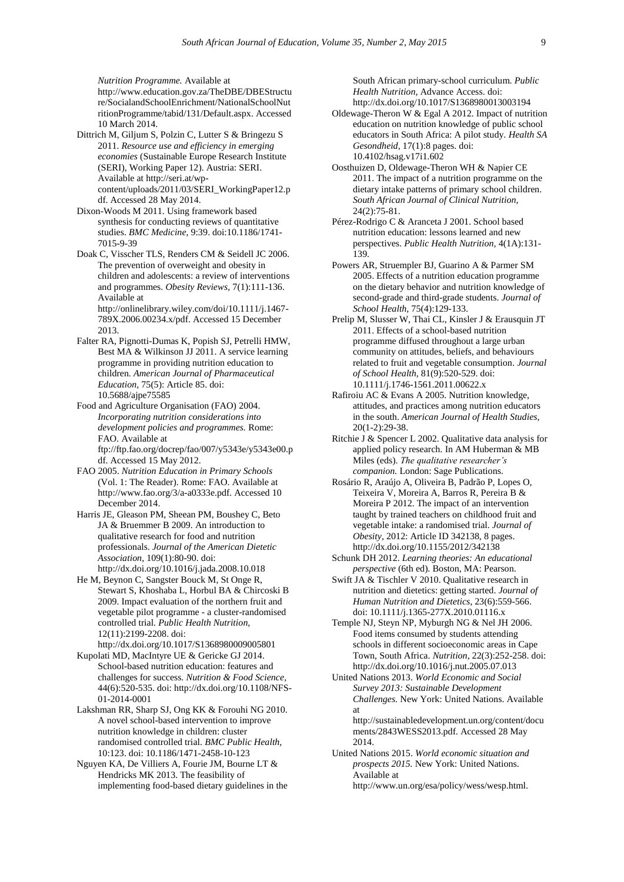*Nutrition Programme.* Available at http://www.education.gov.za/TheDBE/DBEStructure/SocialandSchoolEnrichment/NationalSchoolNutritionProgramme/tabid/131/Default.aspx. Accessed 10 March 2014.

Dittrich M, Giljum S, Polzin C, Lutter S & Bringezu S 2011. *Resource use and efficiency in emerging economies* (Sustainable Europe Research Institute (SERI), Working Paper 12). Austria: SERI. Available at http://seri.at/wp-content/uploads/2011/03/SERI_WorkingPaper12.pdf. Accessed 28 May 2014.

Dixon-Woods M 2011. Using framework based synthesis for conducting reviews of quantitative studies. *BMC Medicine,* 9:39. doi:10.1186/1741-7015-9-39

Doak C, Visscher TLS, Renders CM & Seidell JC 2006. The prevention of overweight and obesity in children and adolescents: a review of interventions and programmes. *Obesity Reviews,* 7(1):111-136. Available at http://onlinelibrary.wiley.com/doi/10.1111/j.1467-789X.2006.00234.x/pdf. Accessed 15 December 2013.

Falter RA, Pignotti-Dumas K, Popish SJ, Petrelli HMW, Best MA & Wilkinson JJ 2011. A service learning programme in providing nutrition education to children. *American Journal of Pharmaceutical Education,* 75(5): Article 85. doi: 10.5688/ajpe75585

Food and Agriculture Organisation (FAO) 2004. *Incorporating nutrition considerations into development policies and programmes.* Rome: FAO. Available at ftp://ftp.fao.org/docrep/fao/007/y5343e/y5343e00.pdf. Accessed 15 May 2012.

FAO 2005. *Nutrition Education in Primary Schools* (Vol. 1: The Reader). Rome: FAO. Available at http://www.fao.org/3/a-a0333e.pdf. Accessed 10 December 2014.

Harris JE, Gleason PM, Sheean PM, Boushey C, Beto JA & Bruemmer B 2009. An introduction to qualitative research for food and nutrition professionals. *Journal of the American Dietetic Association,* 109(1):80-90. doi: http://dx.doi.org/10.1016/j.jada.2008.10.018

He M, Beynon C, Sangster Bouck M, St Onge R, Stewart S, Khoshaba L, Horbul BA & Chircoski B 2009. Impact evaluation of the northern fruit and vegetable pilot programme - a cluster-randomised controlled trial. *Public Health Nutrition,* 12(11):2199-2208. doi: http://dx.doi.org/10.1017/S1368980009005801

Kupolati MD, MacIntyre UE & Gericke GJ 2014. School-based nutrition education: features and challenges for success. *Nutrition & Food Science,* 44(6):520-535. doi: http://dx.doi.org/10.1108/NFS-01-2014-0001

Lakshman RR, Sharp SJ, Ong KK & Forouhi NG 2010. A novel school-based intervention to improve nutrition knowledge in children: cluster randomised controlled trial. *BMC Public Health,* 10:123. doi: 10.1186/1471-2458-10-123

Nguyen KA, De Villiers A, Fourie JM, Bourne LT & Hendricks MK 2013. The feasibility of implementing food-based dietary guidelines in the South African primary-school curriculum. *Public Health Nutrition,* Advance Access. doi: http://dx.doi.org/10.1017/S1368980013003194

Oldewage-Theron W & Egal A 2012. Impact of nutrition education on nutrition knowledge of public school educators in South Africa: A pilot study. *Health SA Gesondheid,* 17(1):8 pages. doi: 10.4102/hsag.v17i1.602

Oosthuizen D, Oldewage-Theron WH & Napier CE 2011. The impact of a nutrition programme on the dietary intake patterns of primary school children. *South African Journal of Clinical Nutrition,* 24(2):75-81.

Pérez-Rodrigo C & Aranceta J 2001. School based nutrition education: lessons learned and new perspectives. *Public Health Nutrition,* 4(1A):131-139.

Powers AR, Struempler BJ, Guarino A & Parmer SM 2005. Effects of a nutrition education programme on the dietary behavior and nutrition knowledge of second-grade and third-grade students. *Journal of School Health,* 75(4):129-133.

Prelip M, Slusser W, Thai CL, Kinsler J & Erausquin JT 2011. Effects of a school-based nutrition programme diffused throughout a large urban community on attitudes, beliefs, and behaviours related to fruit and vegetable consumption. *Journal of School Health,* 81(9):520-529. doi: 10.1111/j.1746-1561.2011.00622.x

Rafiroiu AC & Evans A 2005. Nutrition knowledge, attitudes, and practices among nutrition educators in the south. *American Journal of Health Studies,* 20(1-2):29-38.

Ritchie J & Spencer L 2002. Qualitative data analysis for applied policy research. In AM Huberman & MB Miles (eds). *The qualitative researcher's companion.* London: Sage Publications.

Rosário R, Araújo A, Oliveira B, Padrão P, Lopes O, Teixeira V, Moreira A, Barros R, Pereira B & Moreira P 2012. The impact of an intervention taught by trained teachers on childhood fruit and vegetable intake: a randomised trial. *Journal of Obesity,* 2012: Article ID 342138, 8 pages. http://dx.doi.org/10.1155/2012/342138

Schunk DH 2012. *Learning theories: An educational perspective* (6th ed). Boston, MA: Pearson.

Swift JA & Tischler V 2010. Qualitative research in nutrition and dietetics: getting started. *Journal of Human Nutrition and Dietetics,* 23(6):559-566. doi: 10.1111/j.1365-277X.2010.01116.x

Temple NJ, Steyn NP, Myburgh NG & Nel JH 2006. Food items consumed by students attending schools in different socioeconomic areas in Cape Town, South Africa. *Nutrition,* 22(3):252-258. doi: http://dx.doi.org/10.1016/j.nut.2005.07.013

United Nations 2013. *World Economic and Social Survey 2013: Sustainable Development Challenges.* New York: United Nations. Available at http://sustainabledevelopment.un.org/content/documents/2843WESS2013.pdf. Accessed 28 May 2014.

United Nations 2015. *World economic situation and prospects 2015.* New York: United Nations. Available at http://www.un.org/esa/policy/wess/wesp.html.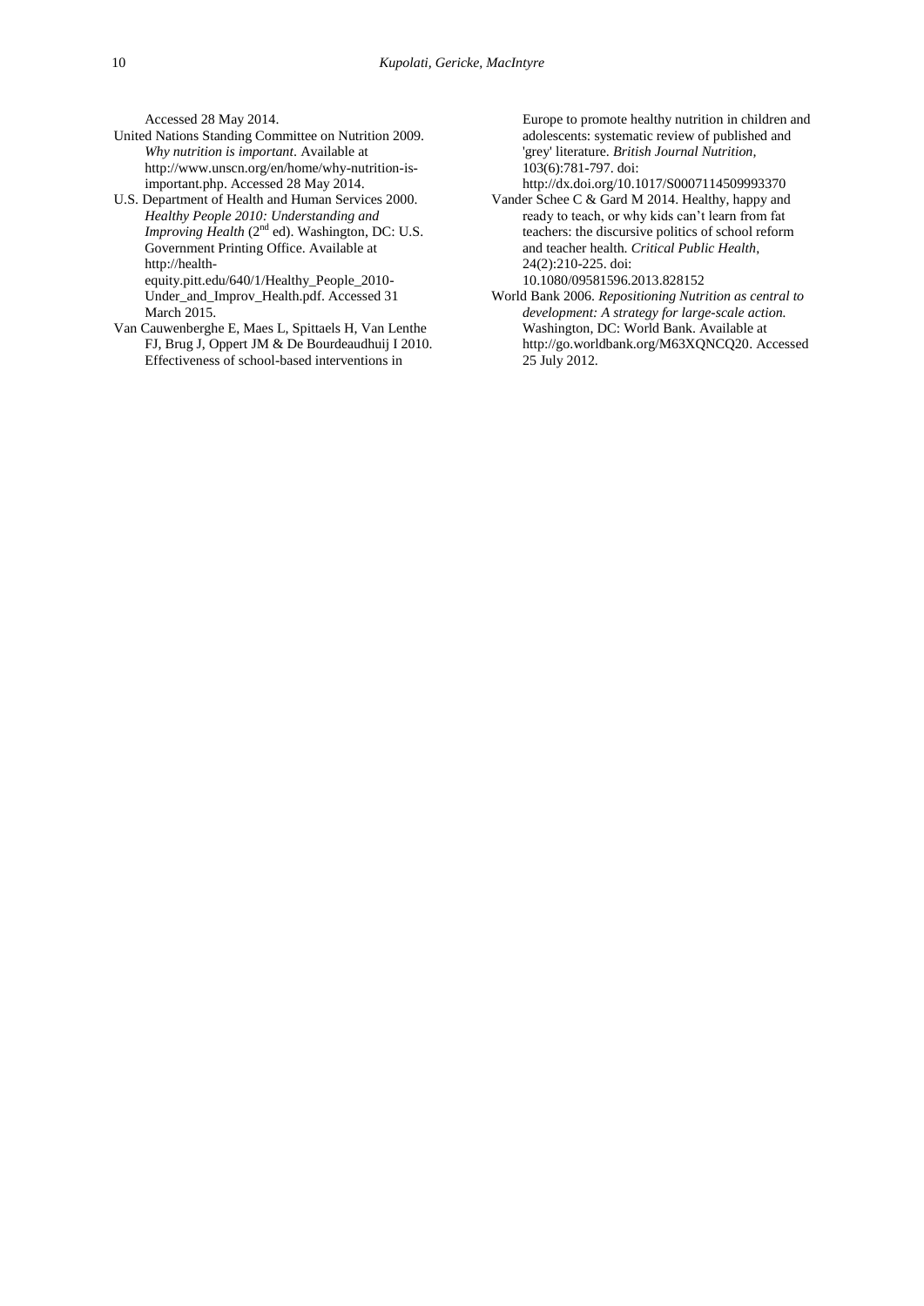Accessed 28 May 2014.

United Nations Standing Committee on Nutrition 2009. *Why nutrition is important*. Available at http://www.unscn.org/en/home/why-nutrition-is-important.php. Accessed 28 May 2014.

U.S. Department of Health and Human Services 2000. *Healthy People 2010: Understanding and Improving Health* (2nd ed). Washington, DC: U.S. Government Printing Office. Available at http://health-equity.pitt.edu/640/1/Healthy_People_2010-Under_and_Improv_Health.pdf. Accessed 31 March 2015.

Van Cauwenberghe E, Maes L, Spittaels H, Van Lenthe FJ, Brug J, Oppert JM & De Bourdeaudhuij I 2010. Effectiveness of school-based interventions in Europe to promote healthy nutrition in children and adolescents: systematic review of published and 'grey' literature. *British Journal Nutrition*, 103(6):781-797. doi: http://dx.doi.org/10.1017/S0007114509993370

Vander Schee C & Gard M 2014. Healthy, happy and ready to teach, or why kids can't learn from fat teachers: the discursive politics of school reform and teacher health. *Critical Public Health*, 24(2):210-225. doi: 10.1080/09581596.2013.828152

World Bank 2006. *Repositioning Nutrition as central to development: A strategy for large-scale action.* Washington, DC: World Bank. Available at http://go.worldbank.org/M63XQNCQ20. Accessed 25 July 2012.